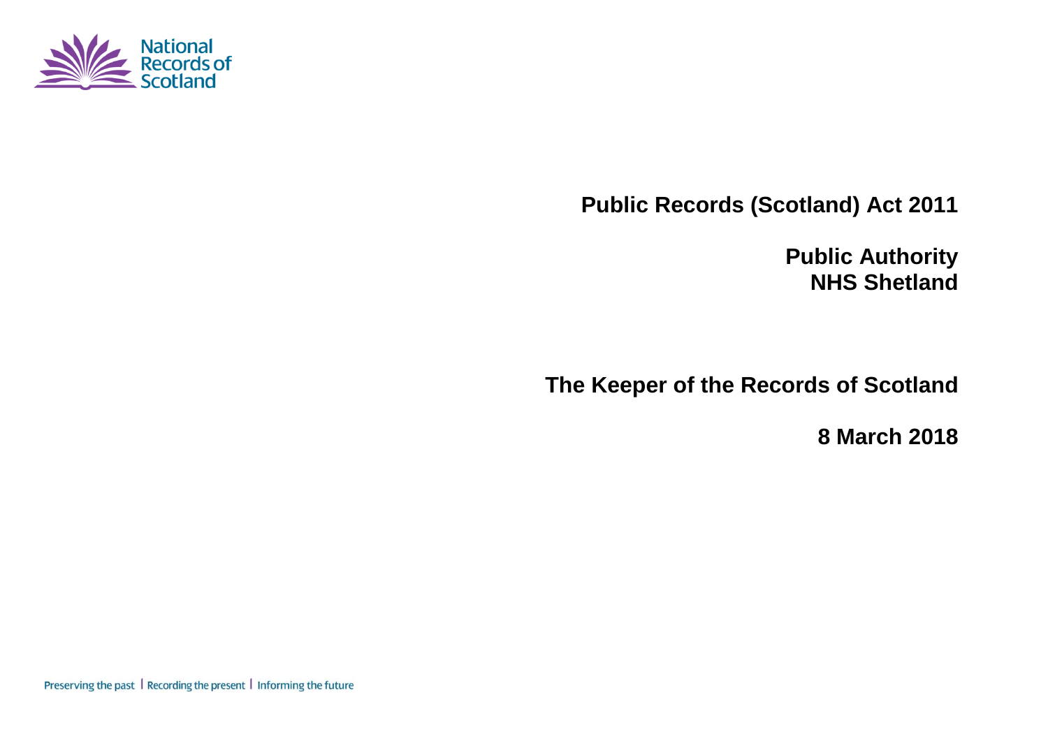National Records of Scotland

# Public Records (Scotland) Act 2011

## Public Authority
## NHS Shetland

## The Keeper of the Records of Scotland

**8 March 2018**

Preserving the past | Recording the present | Informing the future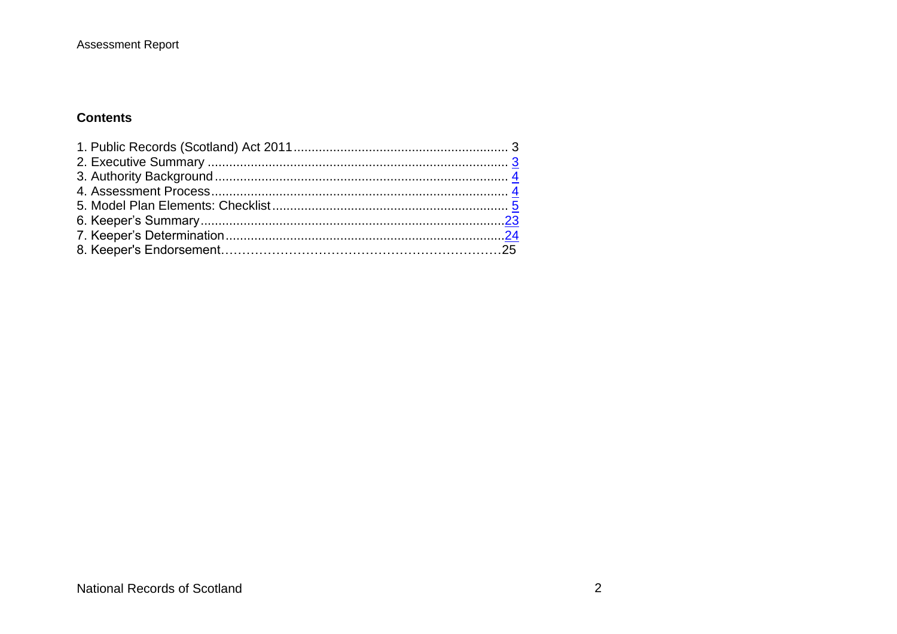## Contents

1. Public Records (Scotland) Act 2011 ........................................................... 3
2. Executive Summary ................................................................................... 3
3. Authority Background ................................................................................ 4
4. Assessment Process .................................................................................. 4
5. Model Plan Elements: Checklist ................................................................. 5
6. Keeper's Summary .................................................................................... 23
7. Keeper's Determination ............................................................................. 24
8. Keeper's Endorsement ............................................................................... 25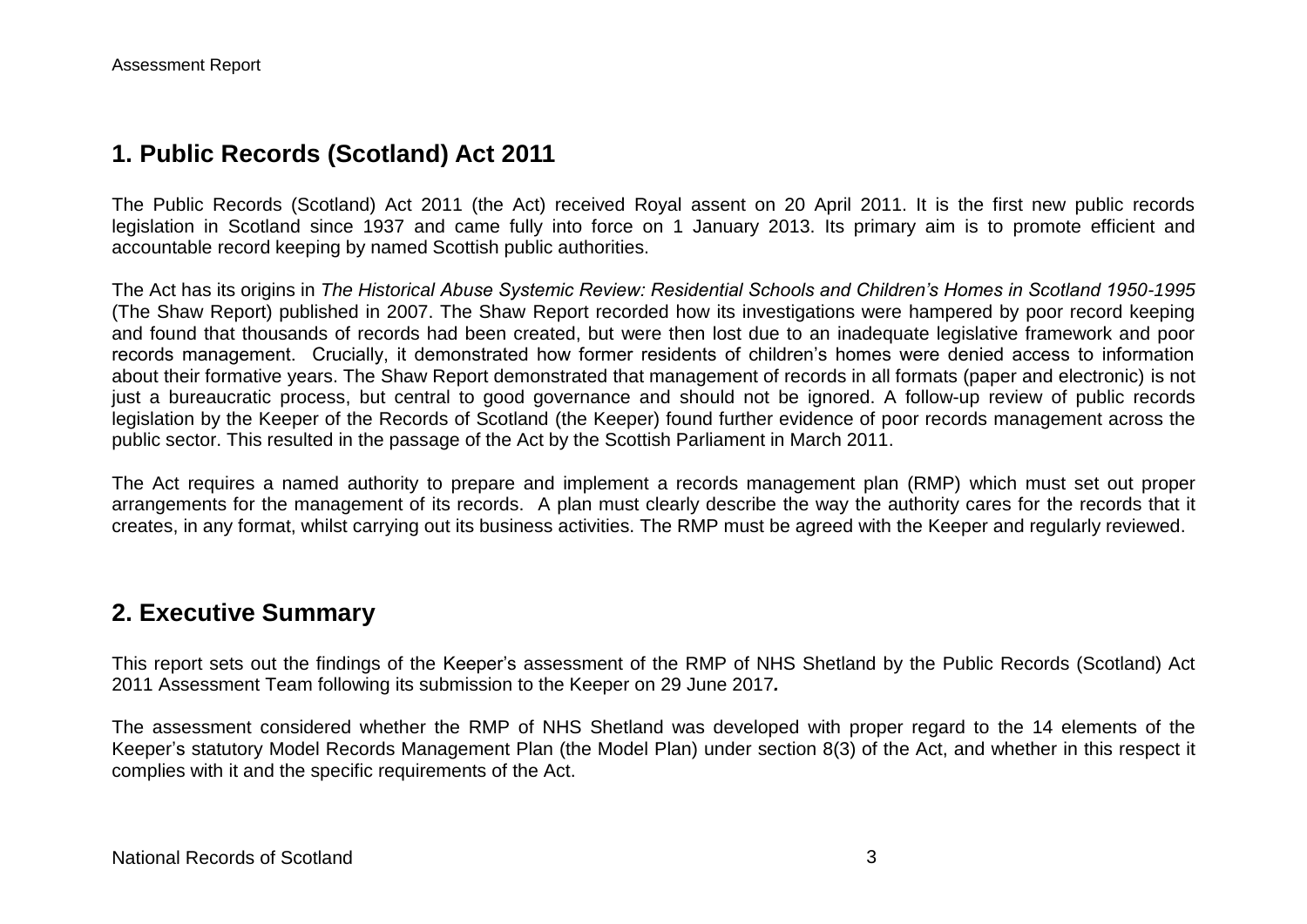## 1. Public Records (Scotland) Act 2011

The Public Records (Scotland) Act 2011 (the Act) received Royal assent on 20 April 2011. It is the first new public records legislation in Scotland since 1937 and came fully into force on 1 January 2013. Its primary aim is to promote efficient and accountable record keeping by named Scottish public authorities.

The Act has its origins in *The Historical Abuse Systemic Review: Residential Schools and Children's Homes in Scotland 1950-1995* (The Shaw Report) published in 2007. The Shaw Report recorded how its investigations were hampered by poor record keeping and found that thousands of records had been created, but were then lost due to an inadequate legislative framework and poor records management. Crucially, it demonstrated how former residents of children's homes were denied access to information about their formative years. The Shaw Report demonstrated that management of records in all formats (paper and electronic) is not just a bureaucratic process, but central to good governance and should not be ignored. A follow-up review of public records legislation by the Keeper of the Records of Scotland (the Keeper) found further evidence of poor records management across the public sector. This resulted in the passage of the Act by the Scottish Parliament in March 2011.

The Act requires a named authority to prepare and implement a records management plan (RMP) which must set out proper arrangements for the management of its records. A plan must clearly describe the way the authority cares for the records that it creates, in any format, whilst carrying out its business activities. The RMP must be agreed with the Keeper and regularly reviewed.

## 2. Executive Summary

This report sets out the findings of the Keeper's assessment of the RMP of NHS Shetland by the Public Records (Scotland) Act 2011 Assessment Team following its submission to the Keeper on 29 June 2017*.*

The assessment considered whether the RMP of NHS Shetland was developed with proper regard to the 14 elements of the Keeper's statutory Model Records Management Plan (the Model Plan) under section 8(3) of the Act, and whether in this respect it complies with it and the specific requirements of the Act.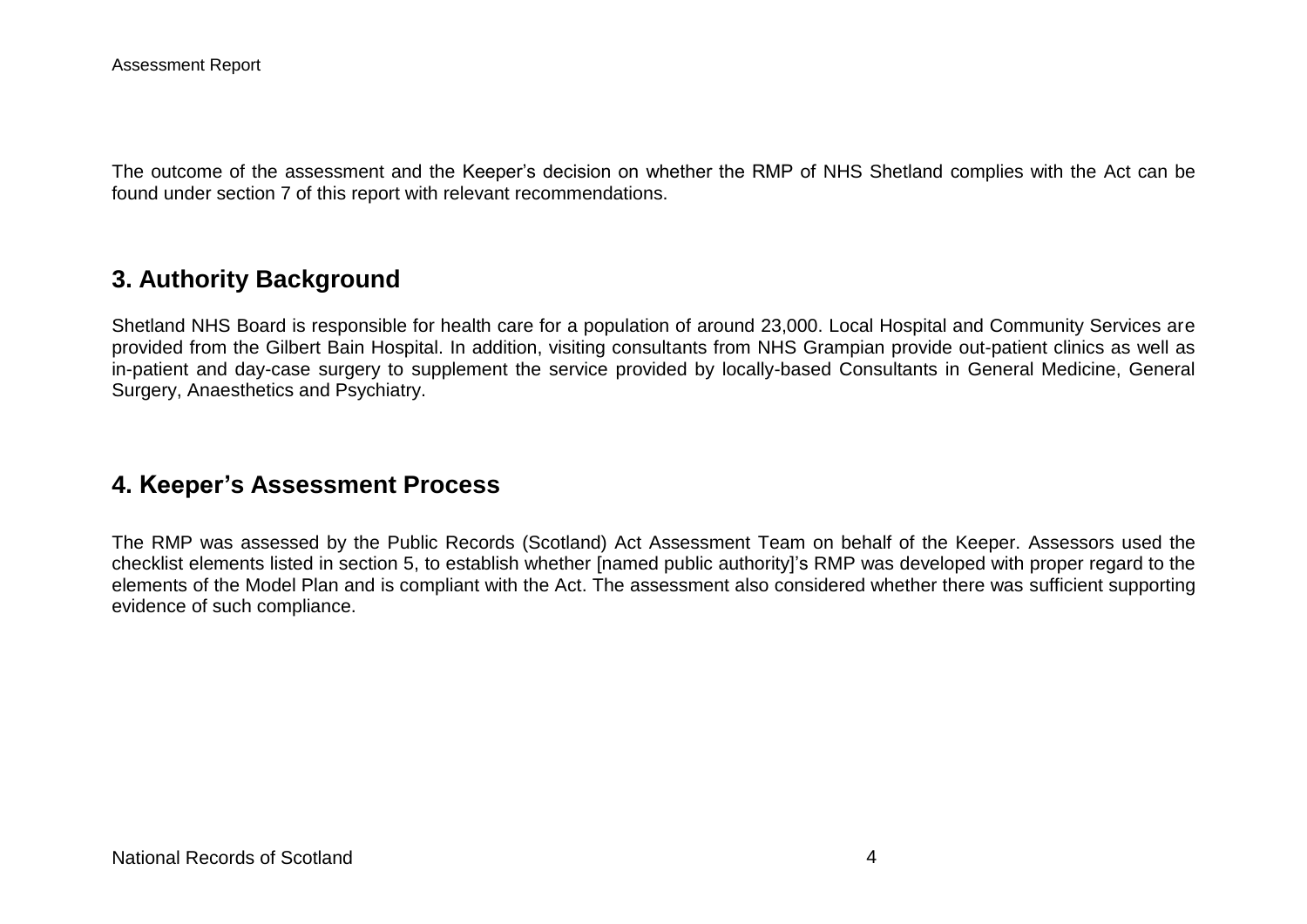The outcome of the assessment and the Keeper's decision on whether the RMP of NHS Shetland complies with the Act can be found under section 7 of this report with relevant recommendations.

## 3. Authority Background

Shetland NHS Board is responsible for health care for a population of around 23,000. Local Hospital and Community Services are provided from the Gilbert Bain Hospital. In addition, visiting consultants from NHS Grampian provide out-patient clinics as well as in-patient and day-case surgery to supplement the service provided by locally-based Consultants in General Medicine, General Surgery, Anaesthetics and Psychiatry.

## 4. Keeper's Assessment Process

The RMP was assessed by the Public Records (Scotland) Act Assessment Team on behalf of the Keeper. Assessors used the checklist elements listed in section 5, to establish whether [named public authority]'s RMP was developed with proper regard to the elements of the Model Plan and is compliant with the Act. The assessment also considered whether there was sufficient supporting evidence of such compliance.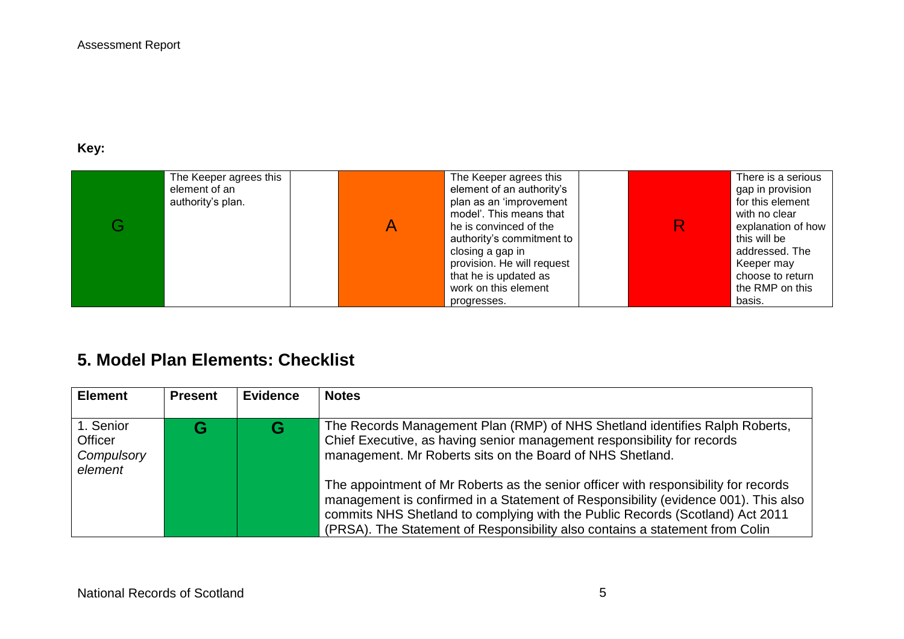**Key:**

| | | | | | | |
|---|---|---|---|---|---|---|
| G | The Keeper agrees this element of an authority's plan. | | A | The Keeper agrees this element of an authority's plan as an 'improvement model'. This means that he is convinced of the authority's commitment to closing a gap in provision. He will request that he is updated as work on this element progresses. | | R | There is a serious gap in provision for this element with no clear explanation of how this will be addressed. The Keeper may choose to return the RMP on this basis. |

## 5. Model Plan Elements: Checklist

| Element | Present | Evidence | Notes |
|---|---|---|---|
| 1. Senior Officer *Compulsory element* | G | G | The Records Management Plan (RMP) of NHS Shetland identifies Ralph Roberts, Chief Executive, as having senior management responsibility for records management. Mr Roberts sits on the Board of NHS Shetland.<br><br>The appointment of Mr Roberts as the senior officer with responsibility for records management is confirmed in a Statement of Responsibility (evidence 001). This also commits NHS Shetland to complying with the Public Records (Scotland) Act 2011 (PRSA). The Statement of Responsibility also contains a statement from Colin |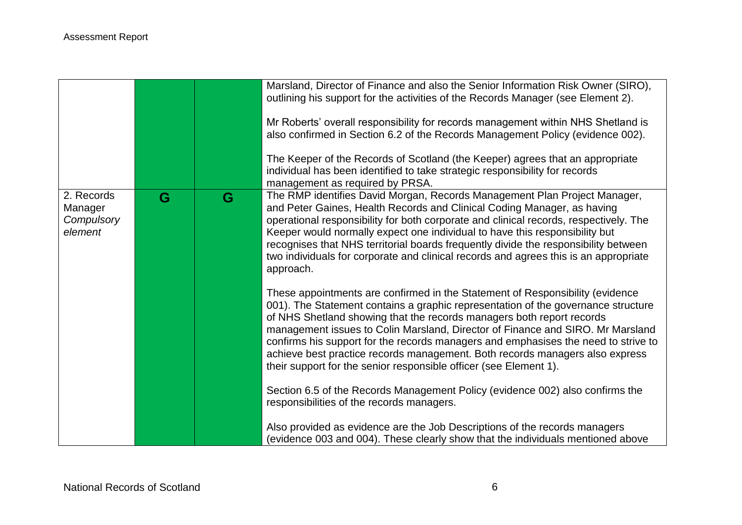| | | | |
|---|---|---|---|
| | | | Marsland, Director of Finance and also the Senior Information Risk Owner (SIRO), outlining his support for the activities of the Records Manager (see Element 2).<br><br>Mr Roberts' overall responsibility for records management within NHS Shetland is also confirmed in Section 6.2 of the Records Management Policy (evidence 002).<br><br>The Keeper of the Records of Scotland (the Keeper) agrees that an appropriate individual has been identified to take strategic responsibility for records management as required by PRSA. |
| 2. Records Manager *Compulsory element* | G | G | The RMP identifies David Morgan, Records Management Plan Project Manager, and Peter Gaines, Health Records and Clinical Coding Manager, as having operational responsibility for both corporate and clinical records, respectively. The Keeper would normally expect one individual to have this responsibility but recognises that NHS territorial boards frequently divide the responsibility between two individuals for corporate and clinical records and agrees this is an appropriate approach.<br><br>These appointments are confirmed in the Statement of Responsibility (evidence 001). The Statement contains a graphic representation of the governance structure of NHS Shetland showing that the records managers both report records management issues to Colin Marsland, Director of Finance and SIRO. Mr Marsland confirms his support for the records managers and emphasises the need to strive to achieve best practice records management. Both records managers also express their support for the senior responsible officer (see Element 1).<br><br>Section 6.5 of the Records Management Policy (evidence 002) also confirms the responsibilities of the records managers.<br><br>Also provided as evidence are the Job Descriptions of the records managers (evidence 003 and 004). These clearly show that the individuals mentioned above |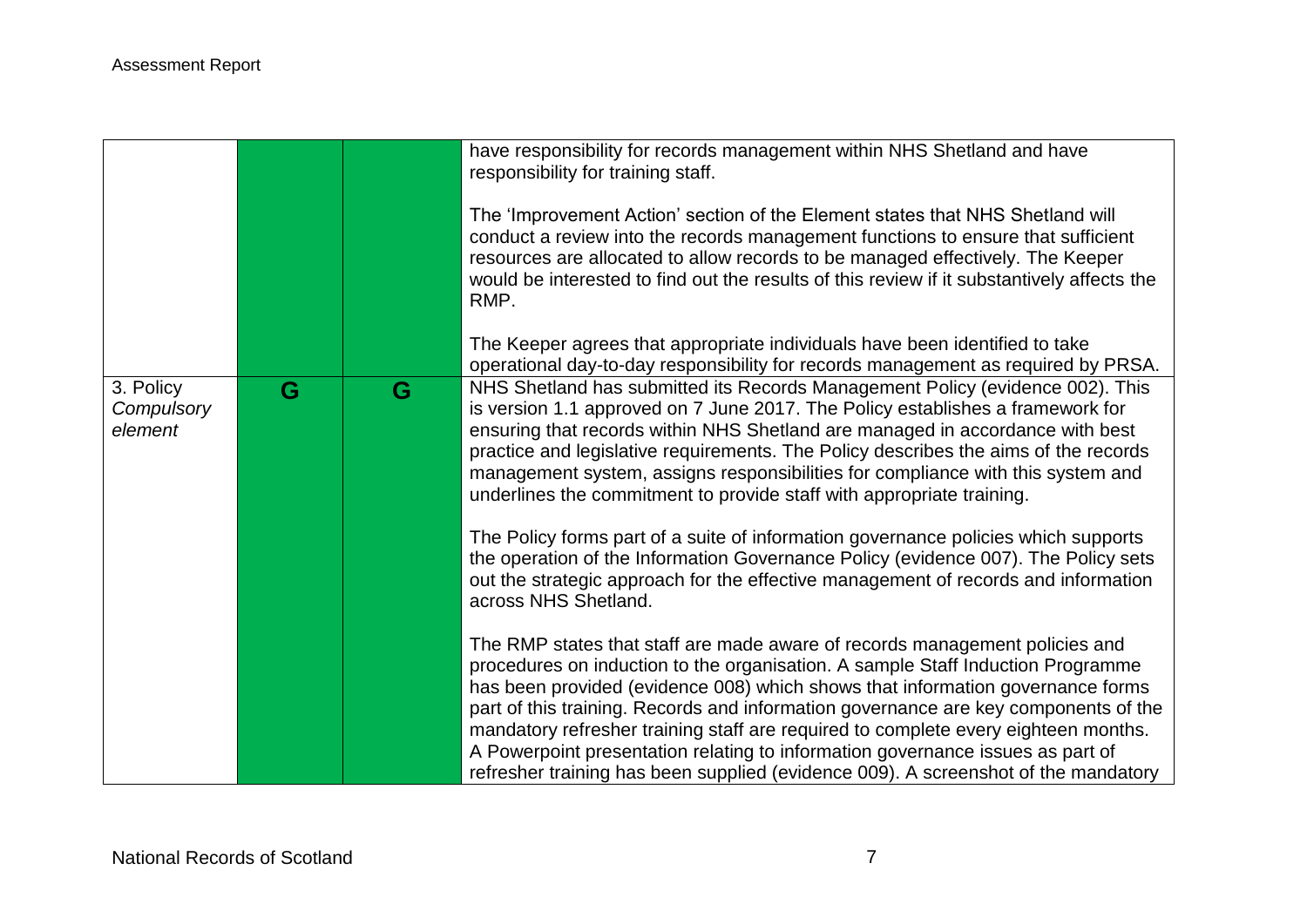| | | | |
|---|---|---|---|
| | | | have responsibility for records management within NHS Shetland and have responsibility for training staff.<br><br>The 'Improvement Action' section of the Element states that NHS Shetland will conduct a review into the records management functions to ensure that sufficient resources are allocated to allow records to be managed effectively. The Keeper would be interested to find out the results of this review if it substantively affects the RMP.<br><br>The Keeper agrees that appropriate individuals have been identified to take operational day-to-day responsibility for records management as required by PRSA. |
| 3. Policy *Compulsory element* | G | G | NHS Shetland has submitted its Records Management Policy (evidence 002). This is version 1.1 approved on 7 June 2017. The Policy establishes a framework for ensuring that records within NHS Shetland are managed in accordance with best practice and legislative requirements. The Policy describes the aims of the records management system, assigns responsibilities for compliance with this system and underlines the commitment to provide staff with appropriate training.<br><br>The Policy forms part of a suite of information governance policies which supports the operation of the Information Governance Policy (evidence 007). The Policy sets out the strategic approach for the effective management of records and information across NHS Shetland.<br><br>The RMP states that staff are made aware of records management policies and procedures on induction to the organisation. A sample Staff Induction Programme has been provided (evidence 008) which shows that information governance forms part of this training. Records and information governance are key components of the mandatory refresher training staff are required to complete every eighteen months. A Powerpoint presentation relating to information governance issues as part of refresher training has been supplied (evidence 009). A screenshot of the mandatory |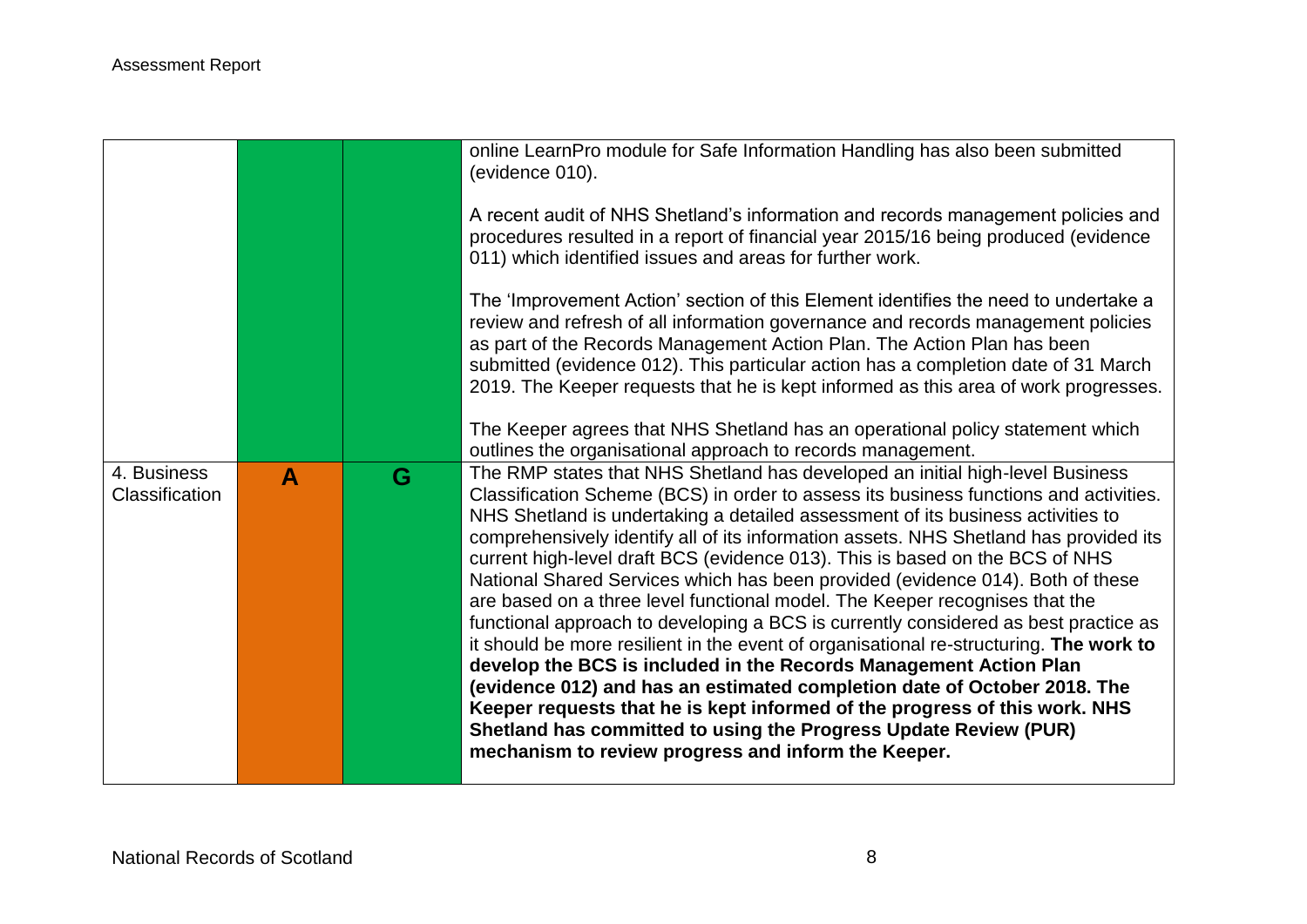| | | | |
|---|---|---|---|
| | | | online LearnPro module for Safe Information Handling has also been submitted (evidence 010).<br><br>A recent audit of NHS Shetland's information and records management policies and procedures resulted in a report of financial year 2015/16 being produced (evidence 011) which identified issues and areas for further work.<br><br>The 'Improvement Action' section of this Element identifies the need to undertake a review and refresh of all information governance and records management policies as part of the Records Management Action Plan. The Action Plan has been submitted (evidence 012). This particular action has a completion date of 31 March 2019. The Keeper requests that he is kept informed as this area of work progresses.<br><br>The Keeper agrees that NHS Shetland has an operational policy statement which outlines the organisational approach to records management. |
| 4. Business Classification | A | G | The RMP states that NHS Shetland has developed an initial high-level Business Classification Scheme (BCS) in order to assess its business functions and activities. NHS Shetland is undertaking a detailed assessment of its business activities to comprehensively identify all of its information assets. NHS Shetland has provided its current high-level draft BCS (evidence 013). This is based on the BCS of NHS National Shared Services which has been provided (evidence 014). Both of these are based on a three level functional model. The Keeper recognises that the functional approach to developing a BCS is currently considered as best practice as it should be more resilient in the event of organisational re-structuring. **The work to develop the BCS is included in the Records Management Action Plan (evidence 012) and has an estimated completion date of October 2018. The Keeper requests that he is kept informed of the progress of this work. NHS Shetland has committed to using the Progress Update Review (PUR) mechanism to review progress and inform the Keeper.** |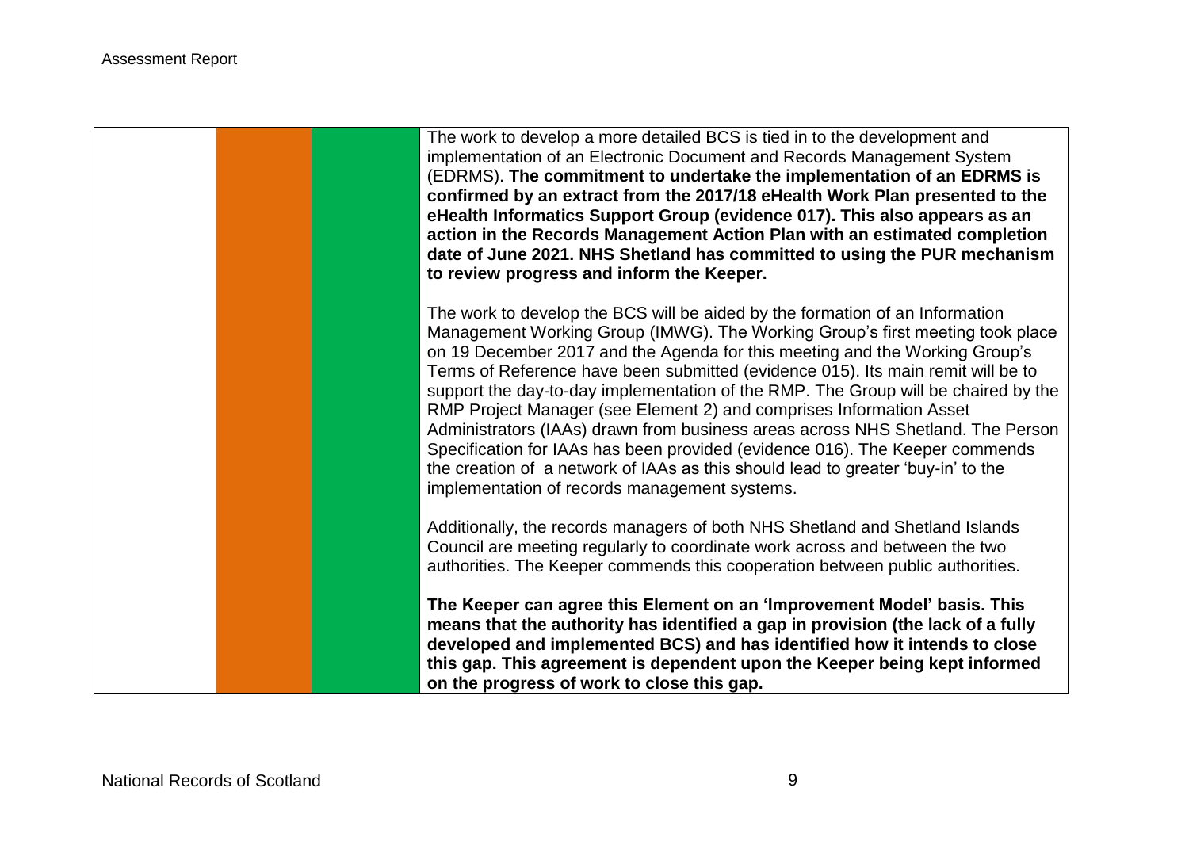| | | | |
|---|---|---|---|
| | | | The work to develop a more detailed BCS is tied in to the development and implementation of an Electronic Document and Records Management System (EDRMS). **The commitment to undertake the implementation of an EDRMS is confirmed by an extract from the 2017/18 eHealth Work Plan presented to the eHealth Informatics Support Group (evidence 017). This also appears as an action in the Records Management Action Plan with an estimated completion date of June 2021. NHS Shetland has committed to using the PUR mechanism to review progress and inform the Keeper.**<br><br>The work to develop the BCS will be aided by the formation of an Information Management Working Group (IMWG). The Working Group's first meeting took place on 19 December 2017 and the Agenda for this meeting and the Working Group's Terms of Reference have been submitted (evidence 015). Its main remit will be to support the day-to-day implementation of the RMP. The Group will be chaired by the RMP Project Manager (see Element 2) and comprises Information Asset Administrators (IAAs) drawn from business areas across NHS Shetland. The Person Specification for IAAs has been provided (evidence 016). The Keeper commends the creation of a network of IAAs as this should lead to greater 'buy-in' to the implementation of records management systems.<br><br>Additionally, the records managers of both NHS Shetland and Shetland Islands Council are meeting regularly to coordinate work across and between the two authorities. The Keeper commends this cooperation between public authorities.<br><br>**The Keeper can agree this Element on an 'Improvement Model' basis. This means that the authority has identified a gap in provision (the lack of a fully developed and implemented BCS) and has identified how it intends to close this gap. This agreement is dependent upon the Keeper being kept informed on the progress of work to close this gap.** |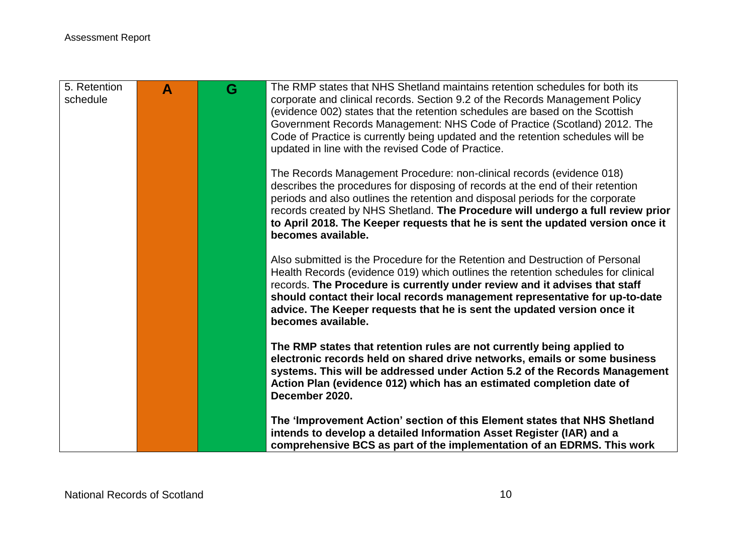| 5. Retention schedule | A | G | The RMP states that NHS Shetland maintains retention schedules for both its corporate and clinical records. Section 9.2 of the Records Management Policy (evidence 002) states that the retention schedules are based on the Scottish Government Records Management: NHS Code of Practice (Scotland) 2012. The Code of Practice is currently being updated and the retention schedules will be updated in line with the revised Code of Practice.<br><br>The Records Management Procedure: non-clinical records (evidence 018) describes the procedures for disposing of records at the end of their retention periods and also outlines the retention and disposal periods for the corporate records created by NHS Shetland. **The Procedure will undergo a full review prior to April 2018. The Keeper requests that he is sent the updated version once it becomes available.**<br><br>Also submitted is the Procedure for the Retention and Destruction of Personal Health Records (evidence 019) which outlines the retention schedules for clinical records. **The Procedure is currently under review and it advises that staff should contact their local records management representative for up-to-date advice. The Keeper requests that he is sent the updated version once it becomes available.**<br><br>**The RMP states that retention rules are not currently being applied to electronic records held on shared drive networks, emails or some business systems. This will be addressed under Action 5.2 of the Records Management Action Plan (evidence 012) which has an estimated completion date of December 2020.**<br><br>**The 'Improvement Action' section of this Element states that NHS Shetland intends to develop a detailed Information Asset Register (IAR) and a comprehensive BCS as part of the implementation of an EDRMS. This work** |
|---|---|---|---|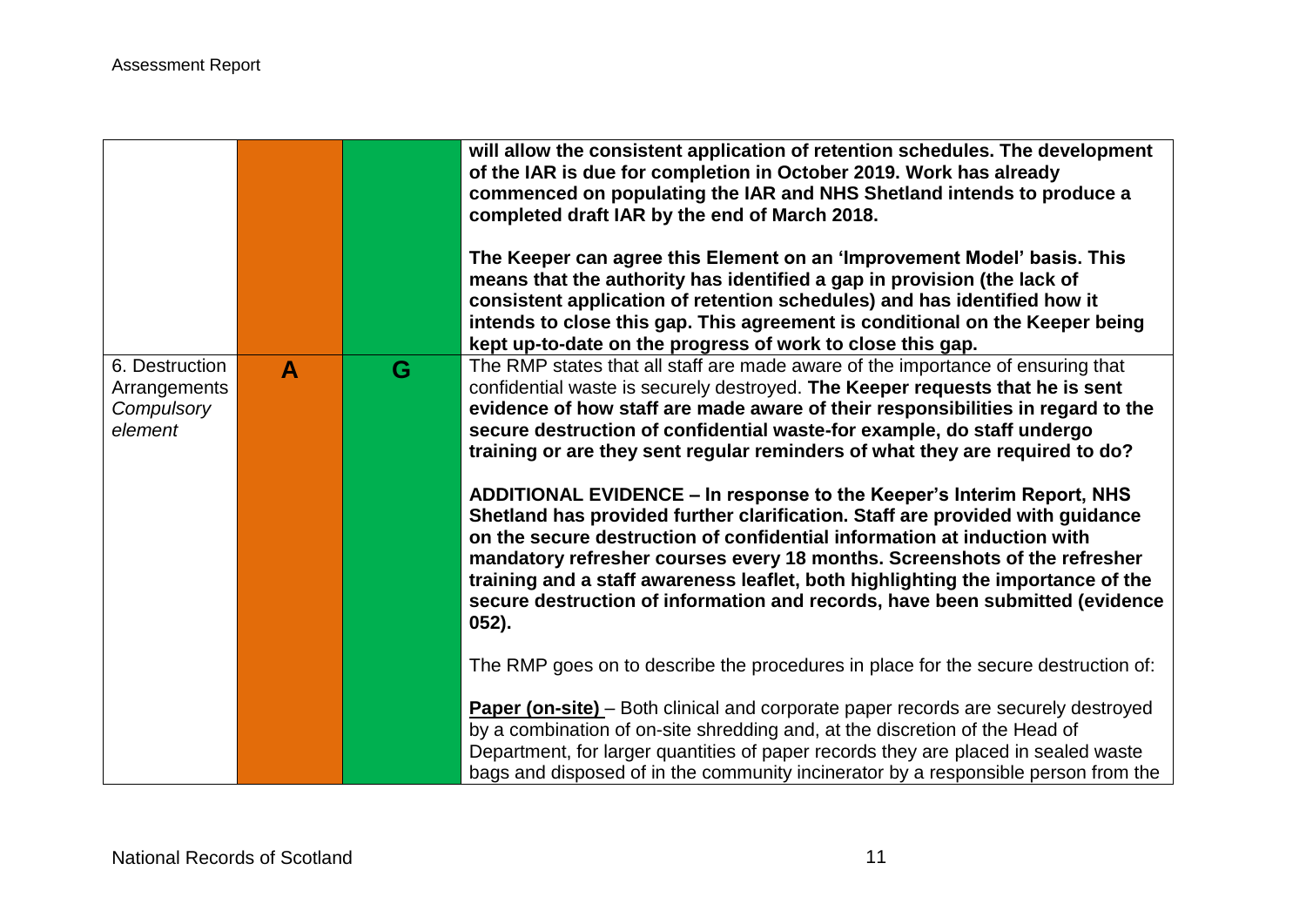| | | | |
|---|---|---|---|
| | | | **will allow the consistent application of retention schedules. The development of the IAR is due for completion in October 2019. Work has already commenced on populating the IAR and NHS Shetland intends to produce a completed draft IAR by the end of March 2018.**<br><br>**The Keeper can agree this Element on an 'Improvement Model' basis. This means that the authority has identified a gap in provision (the lack of consistent application of retention schedules) and has identified how it intends to close this gap. This agreement is conditional on the Keeper being kept up-to-date on the progress of work to close this gap.** |
| 6. Destruction Arrangements *Compulsory element* | **A** | **G** | The RMP states that all staff are made aware of the importance of ensuring that confidential waste is securely destroyed. **The Keeper requests that he is sent evidence of how staff are made aware of their responsibilities in regard to the secure destruction of confidential waste-for example, do staff undergo training or are they sent regular reminders of what they are required to do?**<br><br>**ADDITIONAL EVIDENCE – In response to the Keeper's Interim Report, NHS Shetland has provided further clarification. Staff are provided with guidance on the secure destruction of confidential information at induction with mandatory refresher courses every 18 months. Screenshots of the refresher training and a staff awareness leaflet, both highlighting the importance of the secure destruction of information and records, have been submitted (evidence 052).**<br><br>The RMP goes on to describe the procedures in place for the secure destruction of:<br><br>**Paper (on-site)** – Both clinical and corporate paper records are securely destroyed by a combination of on-site shredding and, at the discretion of the Head of Department, for larger quantities of paper records they are placed in sealed waste bags and disposed of in the community incinerator by a responsible person from the |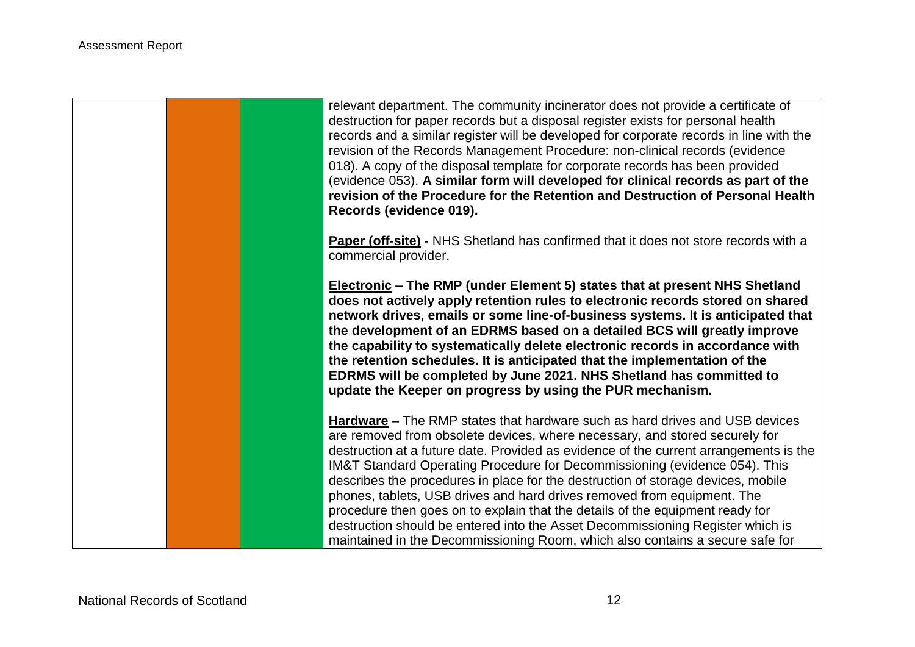| | | | |
|---|---|---|---|
| | | | relevant department. The community incinerator does not provide a certificate of destruction for paper records but a disposal register exists for personal health records and a similar register will be developed for corporate records in line with the revision of the Records Management Procedure: non-clinical records (evidence 018). A copy of the disposal template for corporate records has been provided (evidence 053). **A similar form will developed for clinical records as part of the revision of the Procedure for the Retention and Destruction of Personal Health Records (evidence 019).**<br><br>**Paper (off-site)** - NHS Shetland has confirmed that it does not store records with a commercial provider.<br><br>**Electronic – The RMP (under Element 5) states that at present NHS Shetland does not actively apply retention rules to electronic records stored on shared network drives, emails or some line-of-business systems. It is anticipated that the development of an EDRMS based on a detailed BCS will greatly improve the capability to systematically delete electronic records in accordance with the retention schedules. It is anticipated that the implementation of the EDRMS will be completed by June 2021. NHS Shetland has committed to update the Keeper on progress by using the PUR mechanism.**<br><br>**Hardware** – The RMP states that hardware such as hard drives and USB devices are removed from obsolete devices, where necessary, and stored securely for destruction at a future date. Provided as evidence of the current arrangements is the IM&T Standard Operating Procedure for Decommissioning (evidence 054). This describes the procedures in place for the destruction of storage devices, mobile phones, tablets, USB drives and hard drives removed from equipment. The procedure then goes on to explain that the details of the equipment ready for destruction should be entered into the Asset Decommissioning Register which is maintained in the Decommissioning Room, which also contains a secure safe for |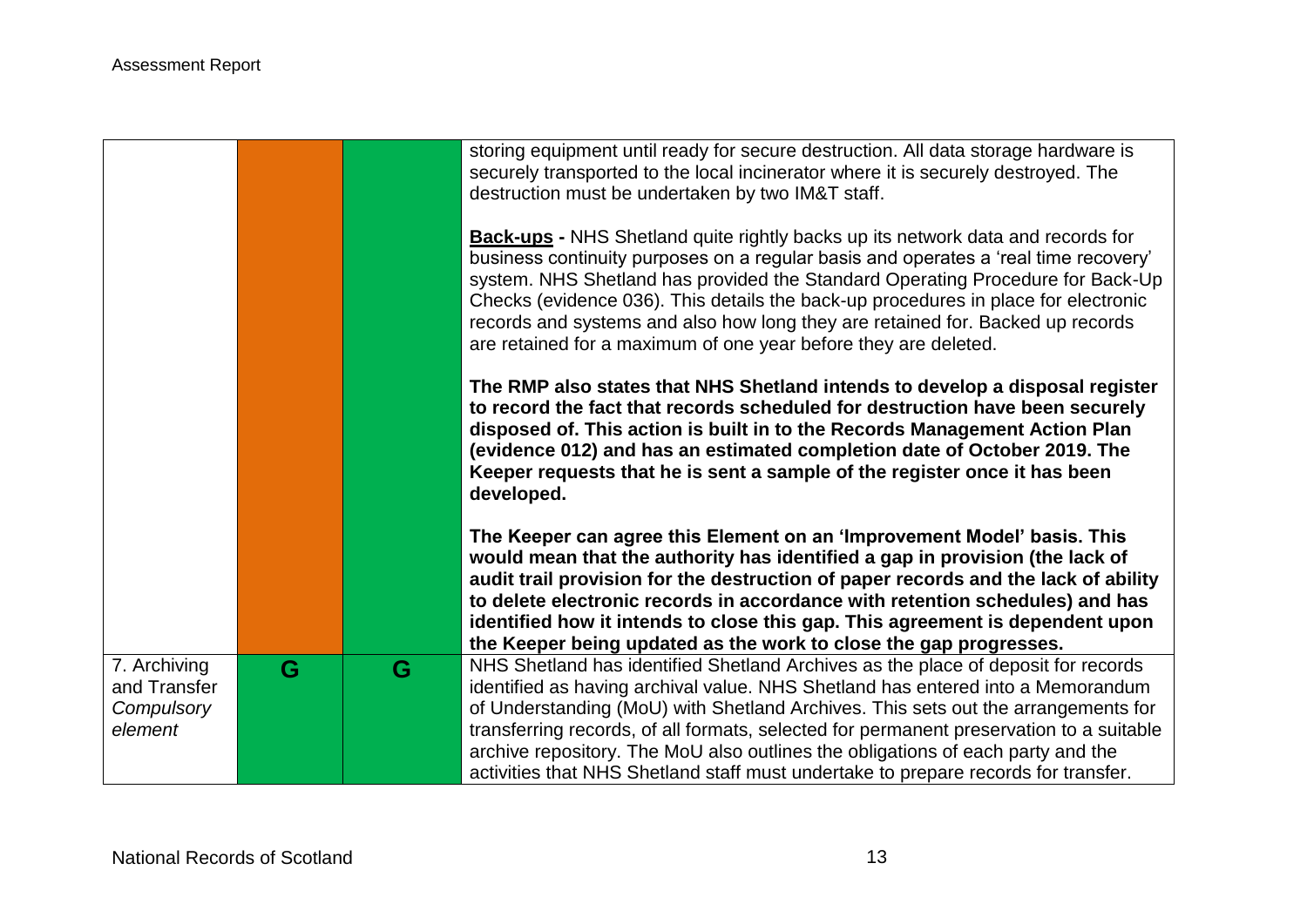| | | | |
|---|---|---|---|
| | | | storing equipment until ready for secure destruction. All data storage hardware is securely transported to the local incinerator where it is securely destroyed. The destruction must be undertaken by two IM&T staff.<br><br>**Back-ups -** NHS Shetland quite rightly backs up its network data and records for business continuity purposes on a regular basis and operates a 'real time recovery' system. NHS Shetland has provided the Standard Operating Procedure for Back-Up Checks (evidence 036). This details the back-up procedures in place for electronic records and systems and also how long they are retained for. Backed up records are retained for a maximum of one year before they are deleted.<br><br>**The RMP also states that NHS Shetland intends to develop a disposal register to record the fact that records scheduled for destruction have been securely disposed of. This action is built in to the Records Management Action Plan (evidence 012) and has an estimated completion date of October 2019. The Keeper requests that he is sent a sample of the register once it has been developed.**<br><br>**The Keeper can agree this Element on an 'Improvement Model' basis. This would mean that the authority has identified a gap in provision (the lack of audit trail provision for the destruction of paper records and the lack of ability to delete electronic records in accordance with retention schedules) and has identified how it intends to close this gap. This agreement is dependent upon the Keeper being updated as the work to close the gap progresses.** |
| 7. Archiving and Transfer *Compulsory element* | G | G | NHS Shetland has identified Shetland Archives as the place of deposit for records identified as having archival value. NHS Shetland has entered into a Memorandum of Understanding (MoU) with Shetland Archives. This sets out the arrangements for transferring records, of all formats, selected for permanent preservation to a suitable archive repository. The MoU also outlines the obligations of each party and the activities that NHS Shetland staff must undertake to prepare records for transfer. |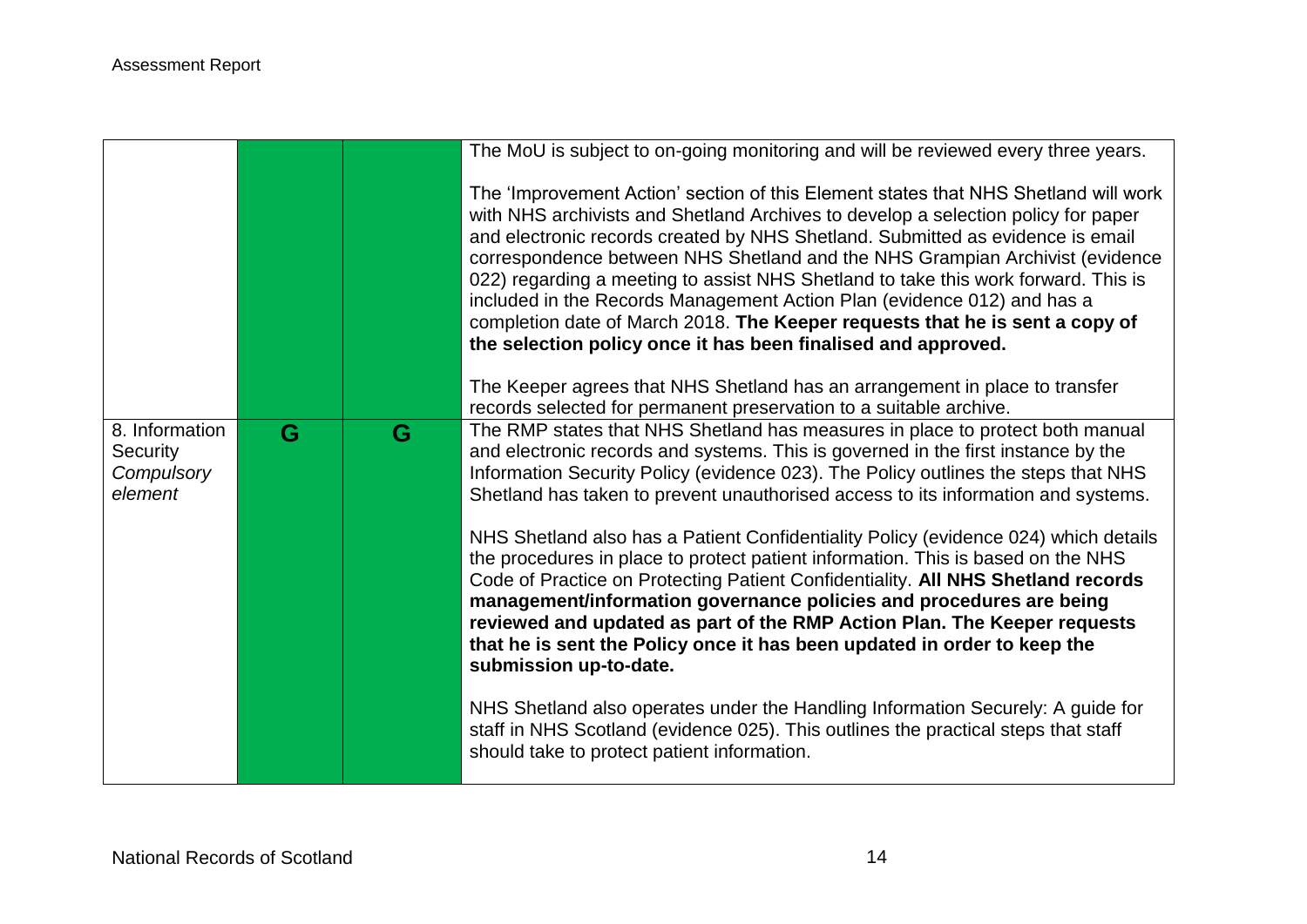| | | | |
|---|---|---|---|
| | | | The MoU is subject to on-going monitoring and will be reviewed every three years.<br><br>The 'Improvement Action' section of this Element states that NHS Shetland will work with NHS archivists and Shetland Archives to develop a selection policy for paper and electronic records created by NHS Shetland. Submitted as evidence is email correspondence between NHS Shetland and the NHS Grampian Archivist (evidence 022) regarding a meeting to assist NHS Shetland to take this work forward. This is included in the Records Management Action Plan (evidence 012) and has a completion date of March 2018. **The Keeper requests that he is sent a copy of the selection policy once it has been finalised and approved.**<br><br>The Keeper agrees that NHS Shetland has an arrangement in place to transfer records selected for permanent preservation to a suitable archive. |
| 8. Information Security *Compulsory element* | G | G | The RMP states that NHS Shetland has measures in place to protect both manual and electronic records and systems. This is governed in the first instance by the Information Security Policy (evidence 023). The Policy outlines the steps that NHS Shetland has taken to prevent unauthorised access to its information and systems.<br><br>NHS Shetland also has a Patient Confidentiality Policy (evidence 024) which details the procedures in place to protect patient information. This is based on the NHS Code of Practice on Protecting Patient Confidentiality. **All NHS Shetland records management/information governance policies and procedures are being reviewed and updated as part of the RMP Action Plan. The Keeper requests that he is sent the Policy once it has been updated in order to keep the submission up-to-date.**<br><br>NHS Shetland also operates under the Handling Information Securely: A guide for staff in NHS Scotland (evidence 025). This outlines the practical steps that staff should take to protect patient information. |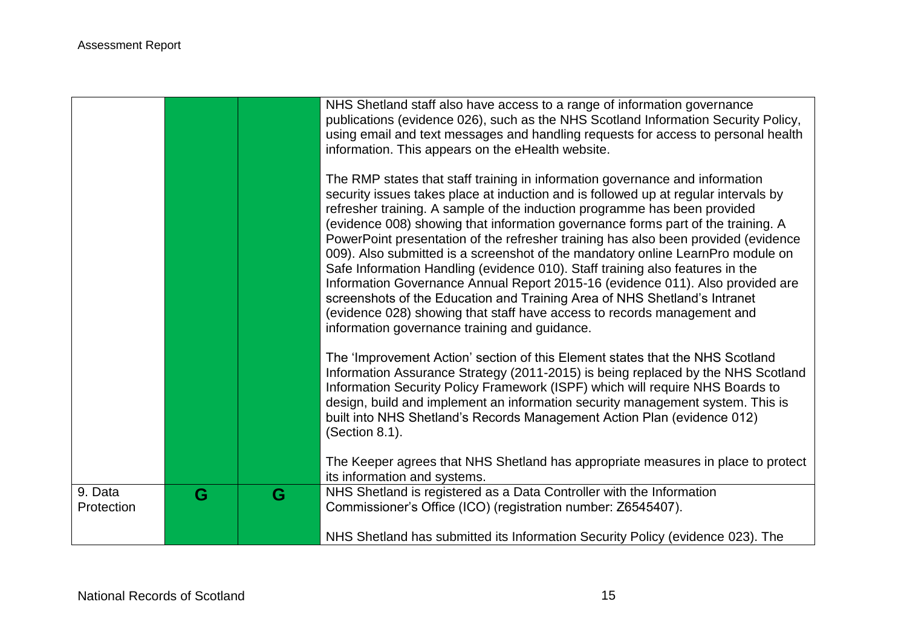| | | | |
|---|---|---|---|
| | | | NHS Shetland staff also have access to a range of information governance publications (evidence 026), such as the NHS Scotland Information Security Policy, using email and text messages and handling requests for access to personal health information. This appears on the eHealth website.<br><br>The RMP states that staff training in information governance and information security issues takes place at induction and is followed up at regular intervals by refresher training. A sample of the induction programme has been provided (evidence 008) showing that information governance forms part of the training. A PowerPoint presentation of the refresher training has also been provided (evidence 009). Also submitted is a screenshot of the mandatory online LearnPro module on Safe Information Handling (evidence 010). Staff training also features in the Information Governance Annual Report 2015-16 (evidence 011). Also provided are screenshots of the Education and Training Area of NHS Shetland's Intranet (evidence 028) showing that staff have access to records management and information governance training and guidance.<br><br>The 'Improvement Action' section of this Element states that the NHS Scotland Information Assurance Strategy (2011-2015) is being replaced by the NHS Scotland Information Security Policy Framework (ISPF) which will require NHS Boards to design, build and implement an information security management system. This is built into NHS Shetland's Records Management Action Plan (evidence 012) (Section 8.1).<br><br>The Keeper agrees that NHS Shetland has appropriate measures in place to protect its information and systems. |
| 9. Data Protection | G | G | NHS Shetland is registered as a Data Controller with the Information Commissioner's Office (ICO) (registration number: Z6545407).<br><br>NHS Shetland has submitted its Information Security Policy (evidence 023). The |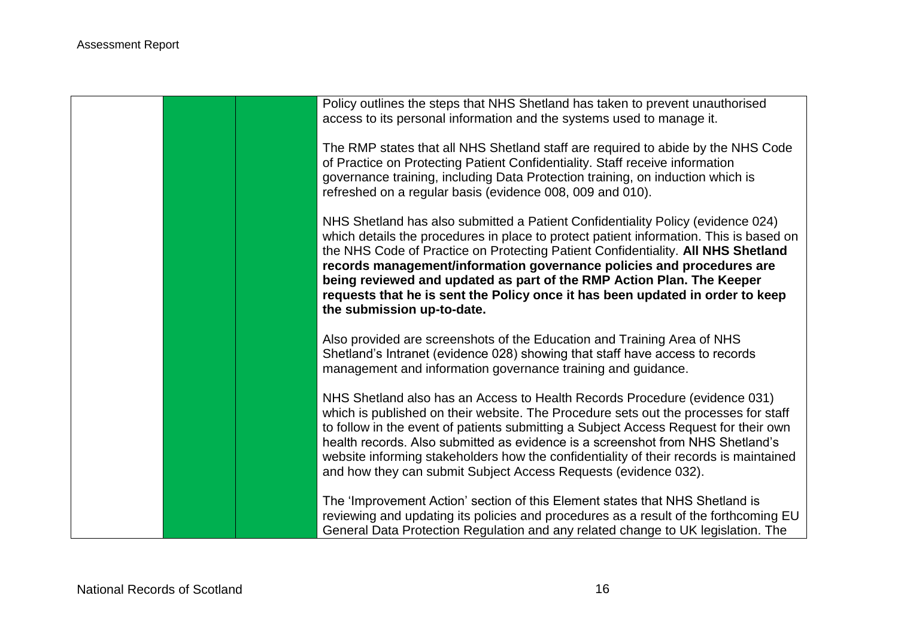| | | | |
|---|---|---|---|
| | | | Policy outlines the steps that NHS Shetland has taken to prevent unauthorised access to its personal information and the systems used to manage it.<br><br>The RMP states that all NHS Shetland staff are required to abide by the NHS Code of Practice on Protecting Patient Confidentiality. Staff receive information governance training, including Data Protection training, on induction which is refreshed on a regular basis (evidence 008, 009 and 010).<br><br>NHS Shetland has also submitted a Patient Confidentiality Policy (evidence 024) which details the procedures in place to protect patient information. This is based on the NHS Code of Practice on Protecting Patient Confidentiality. **All NHS Shetland records management/information governance policies and procedures are being reviewed and updated as part of the RMP Action Plan. The Keeper requests that he is sent the Policy once it has been updated in order to keep the submission up-to-date.**<br><br>Also provided are screenshots of the Education and Training Area of NHS Shetland's Intranet (evidence 028) showing that staff have access to records management and information governance training and guidance.<br><br>NHS Shetland also has an Access to Health Records Procedure (evidence 031) which is published on their website. The Procedure sets out the processes for staff to follow in the event of patients submitting a Subject Access Request for their own health records. Also submitted as evidence is a screenshot from NHS Shetland's website informing stakeholders how the confidentiality of their records is maintained and how they can submit Subject Access Requests (evidence 032).<br><br>The 'Improvement Action' section of this Element states that NHS Shetland is reviewing and updating its policies and procedures as a result of the forthcoming EU General Data Protection Regulation and any related change to UK legislation. The |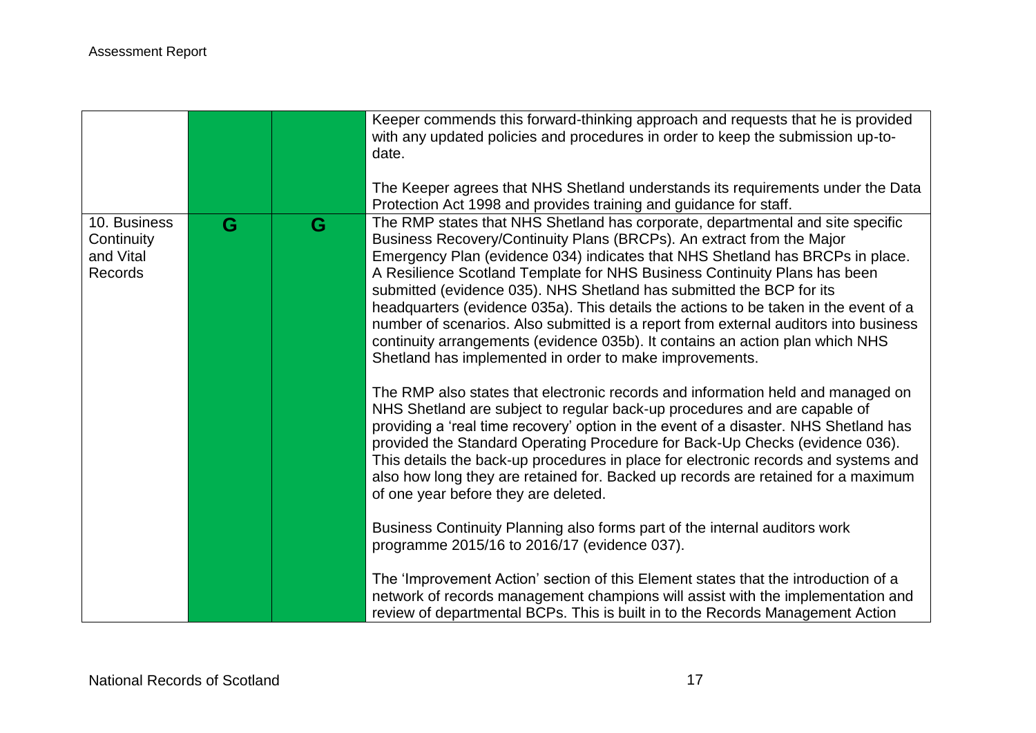| | | | |
|---|---|---|---|
| | | | Keeper commends this forward-thinking approach and requests that he is provided with any updated policies and procedures in order to keep the submission up-to-date.<br><br>The Keeper agrees that NHS Shetland understands its requirements under the Data Protection Act 1998 and provides training and guidance for staff. |
| 10. Business Continuity and Vital Records | G | G | The RMP states that NHS Shetland has corporate, departmental and site specific Business Recovery/Continuity Plans (BRCPs). An extract from the Major Emergency Plan (evidence 034) indicates that NHS Shetland has BRCPs in place. A Resilience Scotland Template for NHS Business Continuity Plans has been submitted (evidence 035). NHS Shetland has submitted the BCP for its headquarters (evidence 035a). This details the actions to be taken in the event of a number of scenarios. Also submitted is a report from external auditors into business continuity arrangements (evidence 035b). It contains an action plan which NHS Shetland has implemented in order to make improvements.<br><br>The RMP also states that electronic records and information held and managed on NHS Shetland are subject to regular back-up procedures and are capable of providing a 'real time recovery' option in the event of a disaster. NHS Shetland has provided the Standard Operating Procedure for Back-Up Checks (evidence 036). This details the back-up procedures in place for electronic records and systems and also how long they are retained for. Backed up records are retained for a maximum of one year before they are deleted.<br><br>Business Continuity Planning also forms part of the internal auditors work programme 2015/16 to 2016/17 (evidence 037).<br><br>The 'Improvement Action' section of this Element states that the introduction of a network of records management champions will assist with the implementation and review of departmental BCPs. This is built in to the Records Management Action |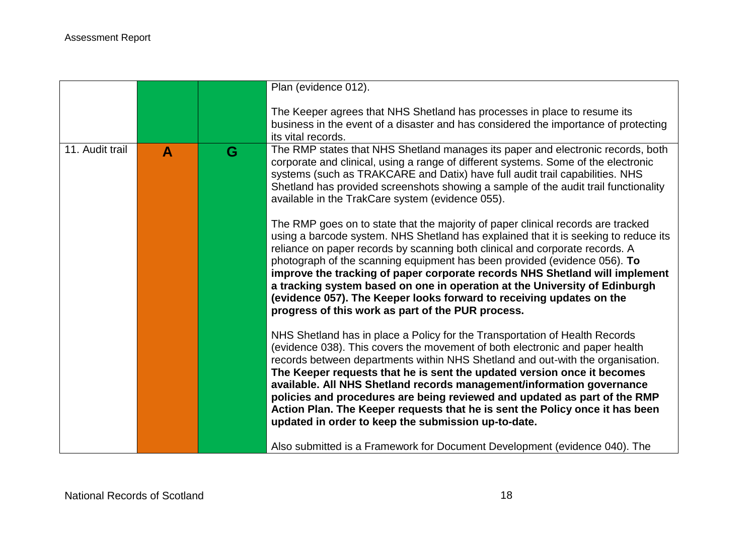| | | | |
|---|---|---|---|
| | | | Plan (evidence 012).<br><br>The Keeper agrees that NHS Shetland has processes in place to resume its business in the event of a disaster and has considered the importance of protecting its vital records. |
| 11. Audit trail | A | G | The RMP states that NHS Shetland manages its paper and electronic records, both corporate and clinical, using a range of different systems. Some of the electronic systems (such as TRAKCARE and Datix) have full audit trail capabilities. NHS Shetland has provided screenshots showing a sample of the audit trail functionality available in the TrakCare system (evidence 055).<br><br>The RMP goes on to state that the majority of paper clinical records are tracked using a barcode system. NHS Shetland has explained that it is seeking to reduce its reliance on paper records by scanning both clinical and corporate records. A photograph of the scanning equipment has been provided (evidence 056). **To improve the tracking of paper corporate records NHS Shetland will implement a tracking system based on one in operation at the University of Edinburgh (evidence 057). The Keeper looks forward to receiving updates on the progress of this work as part of the PUR process.**<br><br>NHS Shetland has in place a Policy for the Transportation of Health Records (evidence 038). This covers the movement of both electronic and paper health records between departments within NHS Shetland and out-with the organisation. **The Keeper requests that he is sent the updated version once it becomes available. All NHS Shetland records management/information governance policies and procedures are being reviewed and updated as part of the RMP Action Plan. The Keeper requests that he is sent the Policy once it has been updated in order to keep the submission up-to-date.**<br><br>Also submitted is a Framework for Document Development (evidence 040). The |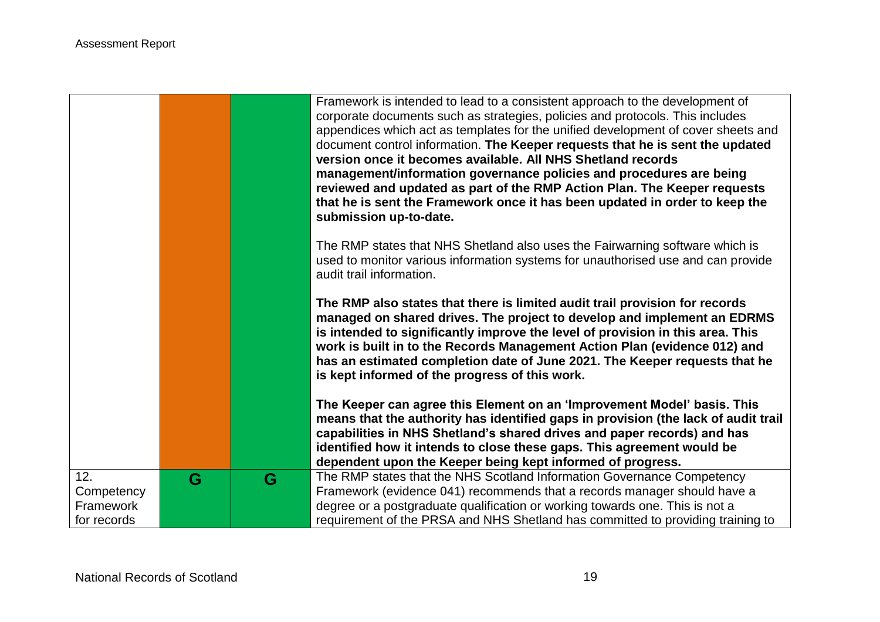| | | | |
|---|---|---|---|
| | | | Framework is intended to lead to a consistent approach to the development of corporate documents such as strategies, policies and protocols. This includes appendices which act as templates for the unified development of cover sheets and document control information. **The Keeper requests that he is sent the updated version once it becomes available. All NHS Shetland records management/information governance policies and procedures are being reviewed and updated as part of the RMP Action Plan. The Keeper requests that he is sent the Framework once it has been updated in order to keep the submission up-to-date.**<br><br>The RMP states that NHS Shetland also uses the Fairwarning software which is used to monitor various information systems for unauthorised use and can provide audit trail information.<br><br>**The RMP also states that there is limited audit trail provision for records managed on shared drives. The project to develop and implement an EDRMS is intended to significantly improve the level of provision in this area. This work is built in to the Records Management Action Plan (evidence 012) and has an estimated completion date of June 2021. The Keeper requests that he is kept informed of the progress of this work.**<br><br>**The Keeper can agree this Element on an 'Improvement Model' basis. This means that the authority has identified gaps in provision (the lack of audit trail capabilities in NHS Shetland's shared drives and paper records) and has identified how it intends to close these gaps. This agreement would be dependent upon the Keeper being kept informed of progress.** |
| 12. Competency Framework for records | G | G | The RMP states that the NHS Scotland Information Governance Competency Framework (evidence 041) recommends that a records manager should have a degree or a postgraduate qualification or working towards one. This is not a requirement of the PRSA and NHS Shetland has committed to providing training to |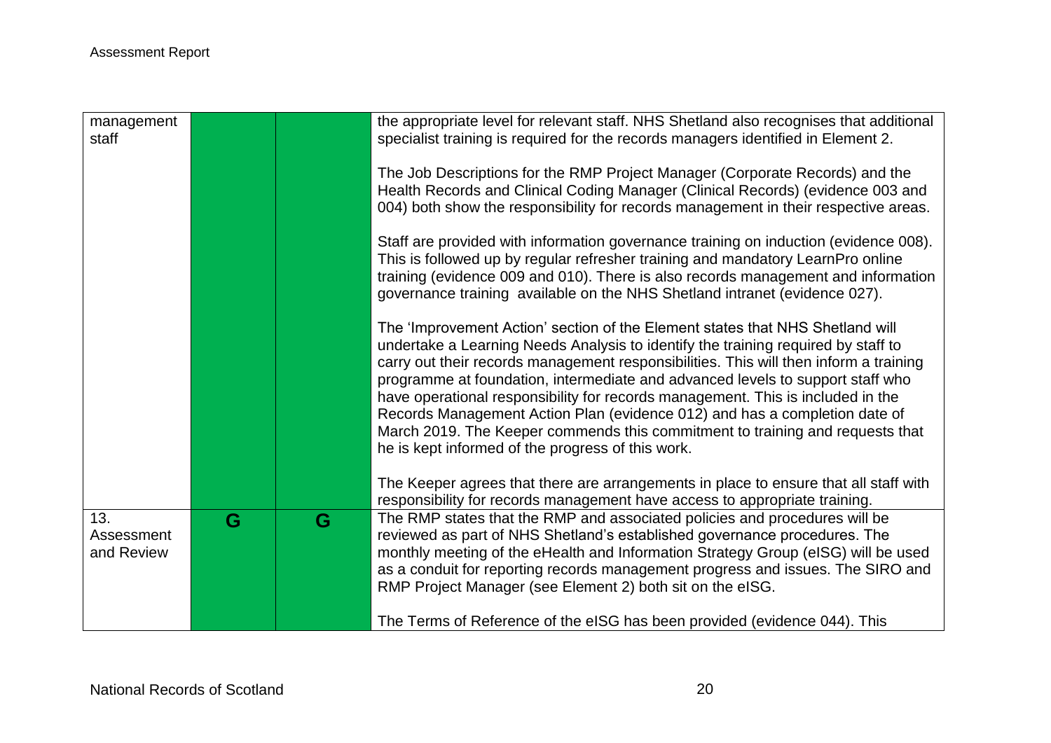| | | | |
|---|---|---|---|
| management staff | | | the appropriate level for relevant staff. NHS Shetland also recognises that additional specialist training is required for the records managers identified in Element 2.<br><br>The Job Descriptions for the RMP Project Manager (Corporate Records) and the Health Records and Clinical Coding Manager (Clinical Records) (evidence 003 and 004) both show the responsibility for records management in their respective areas.<br><br>Staff are provided with information governance training on induction (evidence 008). This is followed up by regular refresher training and mandatory LearnPro online training (evidence 009 and 010). There is also records management and information governance training available on the NHS Shetland intranet (evidence 027).<br><br>The 'Improvement Action' section of the Element states that NHS Shetland will undertake a Learning Needs Analysis to identify the training required by staff to carry out their records management responsibilities. This will then inform a training programme at foundation, intermediate and advanced levels to support staff who have operational responsibility for records management. This is included in the Records Management Action Plan (evidence 012) and has a completion date of March 2019. The Keeper commends this commitment to training and requests that he is kept informed of the progress of this work.<br><br>The Keeper agrees that there are arrangements in place to ensure that all staff with responsibility for records management have access to appropriate training. |
| 13. Assessment and Review | G | G | The RMP states that the RMP and associated policies and procedures will be reviewed as part of NHS Shetland's established governance procedures. The monthly meeting of the eHealth and Information Strategy Group (eISG) will be used as a conduit for reporting records management progress and issues. The SIRO and RMP Project Manager (see Element 2) both sit on the eISG.<br><br>The Terms of Reference of the eISG has been provided (evidence 044). This |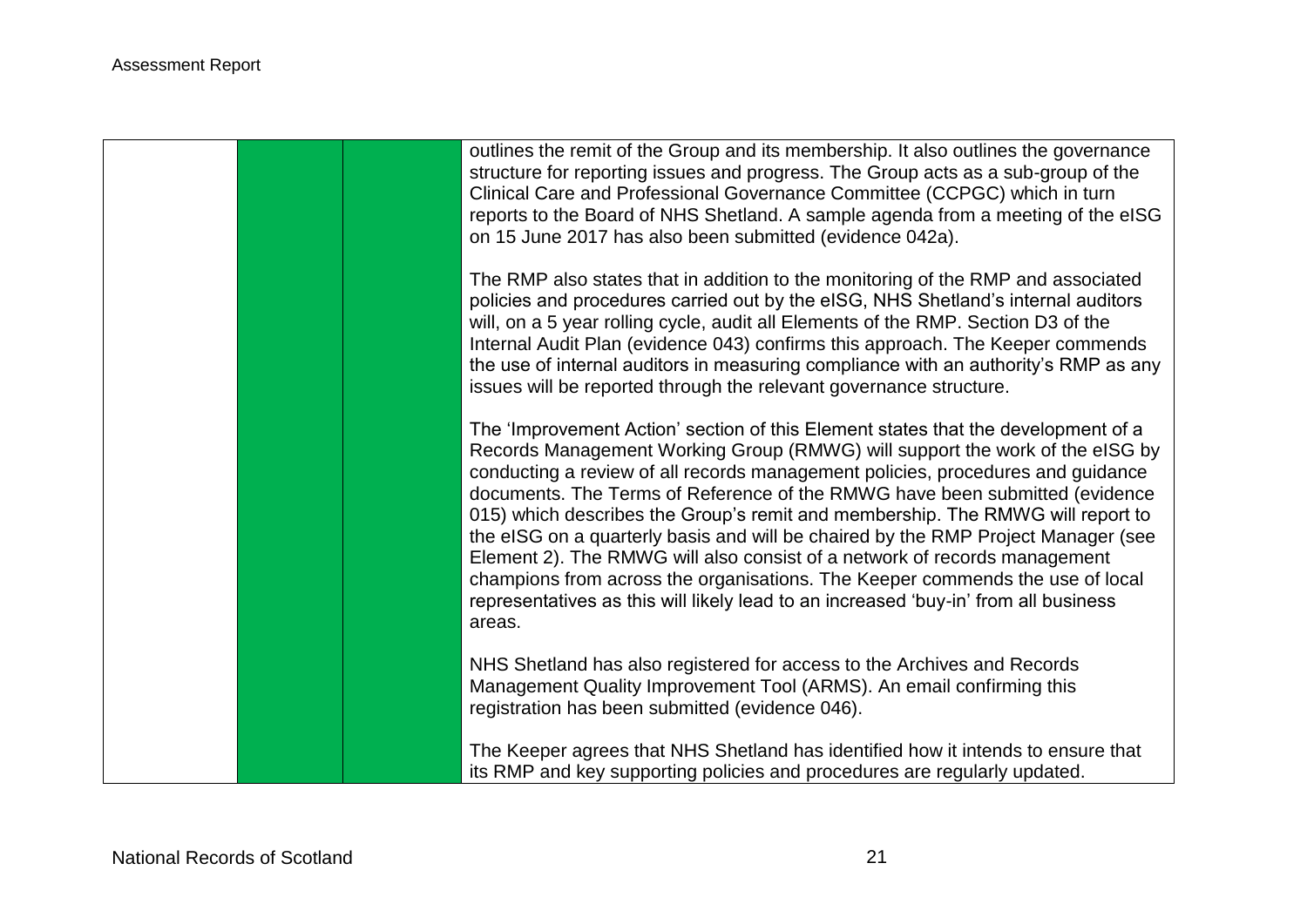| | | | |
|---|---|---|---|
| | | | outlines the remit of the Group and its membership. It also outlines the governance structure for reporting issues and progress. The Group acts as a sub-group of the Clinical Care and Professional Governance Committee (CCPGC) which in turn reports to the Board of NHS Shetland. A sample agenda from a meeting of the eISG on 15 June 2017 has also been submitted (evidence 042a).<br><br>The RMP also states that in addition to the monitoring of the RMP and associated policies and procedures carried out by the eISG, NHS Shetland's internal auditors will, on a 5 year rolling cycle, audit all Elements of the RMP. Section D3 of the Internal Audit Plan (evidence 043) confirms this approach. The Keeper commends the use of internal auditors in measuring compliance with an authority's RMP as any issues will be reported through the relevant governance structure.<br><br>The 'Improvement Action' section of this Element states that the development of a Records Management Working Group (RMWG) will support the work of the eISG by conducting a review of all records management policies, procedures and guidance documents. The Terms of Reference of the RMWG have been submitted (evidence 015) which describes the Group's remit and membership. The RMWG will report to the eISG on a quarterly basis and will be chaired by the RMP Project Manager (see Element 2). The RMWG will also consist of a network of records management champions from across the organisations. The Keeper commends the use of local representatives as this will likely lead to an increased 'buy-in' from all business areas.<br><br>NHS Shetland has also registered for access to the Archives and Records Management Quality Improvement Tool (ARMS). An email confirming this registration has been submitted (evidence 046).<br><br>The Keeper agrees that NHS Shetland has identified how it intends to ensure that its RMP and key supporting policies and procedures are regularly updated. |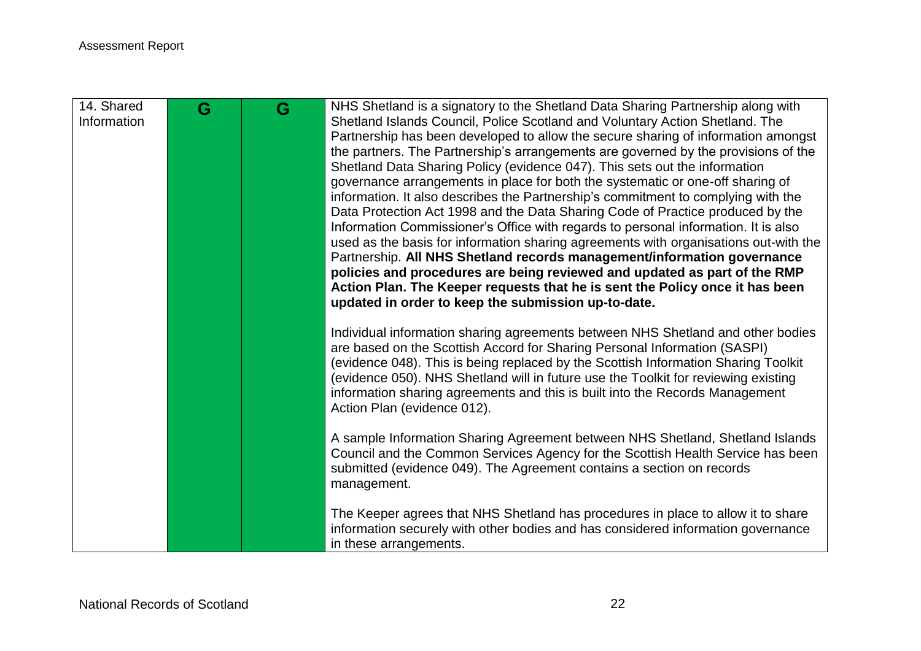| 14. Shared Information | G | G | NHS Shetland is a signatory to the Shetland Data Sharing Partnership along with Shetland Islands Council, Police Scotland and Voluntary Action Shetland. The Partnership has been developed to allow the secure sharing of information amongst the partners. The Partnership's arrangements are governed by the provisions of the Shetland Data Sharing Policy (evidence 047). This sets out the information governance arrangements in place for both the systematic or one-off sharing of information. It also describes the Partnership's commitment to complying with the Data Protection Act 1998 and the Data Sharing Code of Practice produced by the Information Commissioner's Office with regards to personal information. It is also used as the basis for information sharing agreements with organisations out-with the Partnership. **All NHS Shetland records management/information governance policies and procedures are being reviewed and updated as part of the RMP Action Plan. The Keeper requests that he is sent the Policy once it has been updated in order to keep the submission up-to-date.**<br><br>Individual information sharing agreements between NHS Shetland and other bodies are based on the Scottish Accord for Sharing Personal Information (SASPI) (evidence 048). This is being replaced by the Scottish Information Sharing Toolkit (evidence 050). NHS Shetland will in future use the Toolkit for reviewing existing information sharing agreements and this is built into the Records Management Action Plan (evidence 012).<br><br>A sample Information Sharing Agreement between NHS Shetland, Shetland Islands Council and the Common Services Agency for the Scottish Health Service has been submitted (evidence 049). The Agreement contains a section on records management.<br><br>The Keeper agrees that NHS Shetland has procedures in place to allow it to share information securely with other bodies and has considered information governance in these arrangements. |
|---|---|---|---|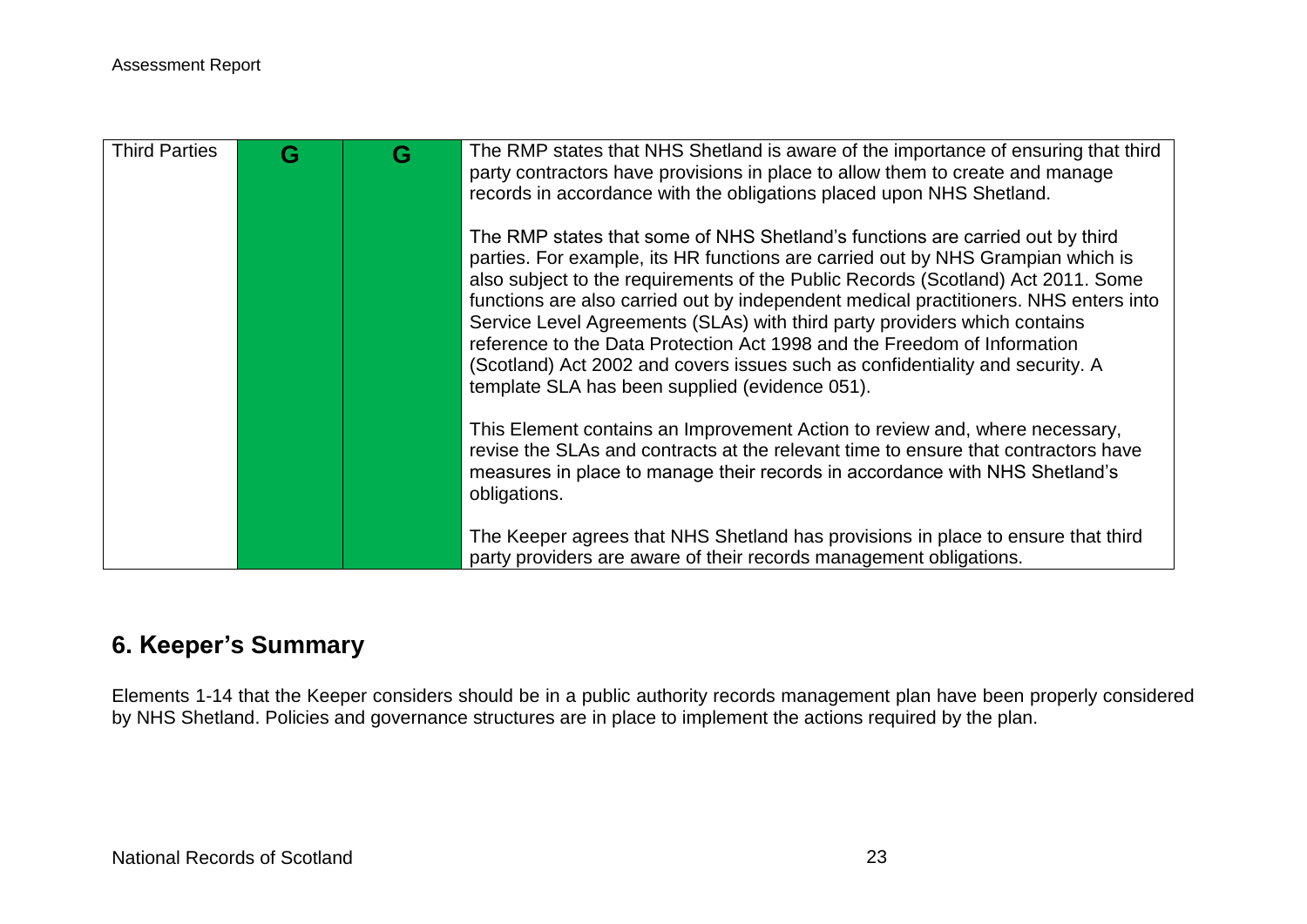| Third Parties | G | G | The RMP states that NHS Shetland is aware of the importance of ensuring that third party contractors have provisions in place to allow them to create and manage records in accordance with the obligations placed upon NHS Shetland.<br><br>The RMP states that some of NHS Shetland's functions are carried out by third parties. For example, its HR functions are carried out by NHS Grampian which is also subject to the requirements of the Public Records (Scotland) Act 2011. Some functions are also carried out by independent medical practitioners. NHS enters into Service Level Agreements (SLAs) with third party providers which contains reference to the Data Protection Act 1998 and the Freedom of Information (Scotland) Act 2002 and covers issues such as confidentiality and security. A template SLA has been supplied (evidence 051).<br><br>This Element contains an Improvement Action to review and, where necessary, revise the SLAs and contracts at the relevant time to ensure that contractors have measures in place to manage their records in accordance with NHS Shetland's obligations.<br><br>The Keeper agrees that NHS Shetland has provisions in place to ensure that third party providers are aware of their records management obligations. |
|---|---|---|---|

## 6. Keeper's Summary

Elements 1-14 that the Keeper considers should be in a public authority records management plan have been properly considered by NHS Shetland. Policies and governance structures are in place to implement the actions required by the plan.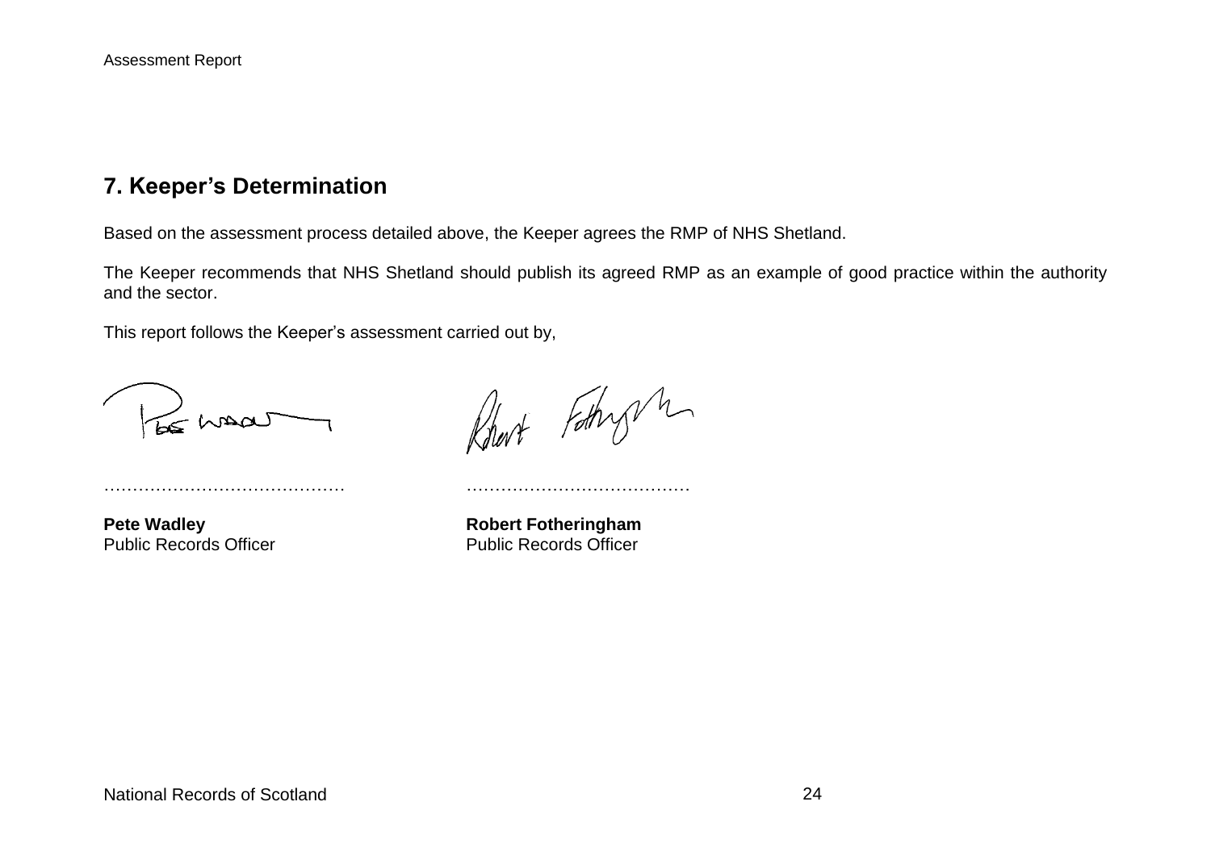## 7. Keeper's Determination

Based on the assessment process detailed above, the Keeper agrees the RMP of NHS Shetland.

The Keeper recommends that NHS Shetland should publish its agreed RMP as an example of good practice within the authority and the sector.

This report follows the Keeper's assessment carried out by,

…………………………………… ……………………………………

**Pete Wadley**
Public Records Officer

**Robert Fotheringham**
Public Records Officer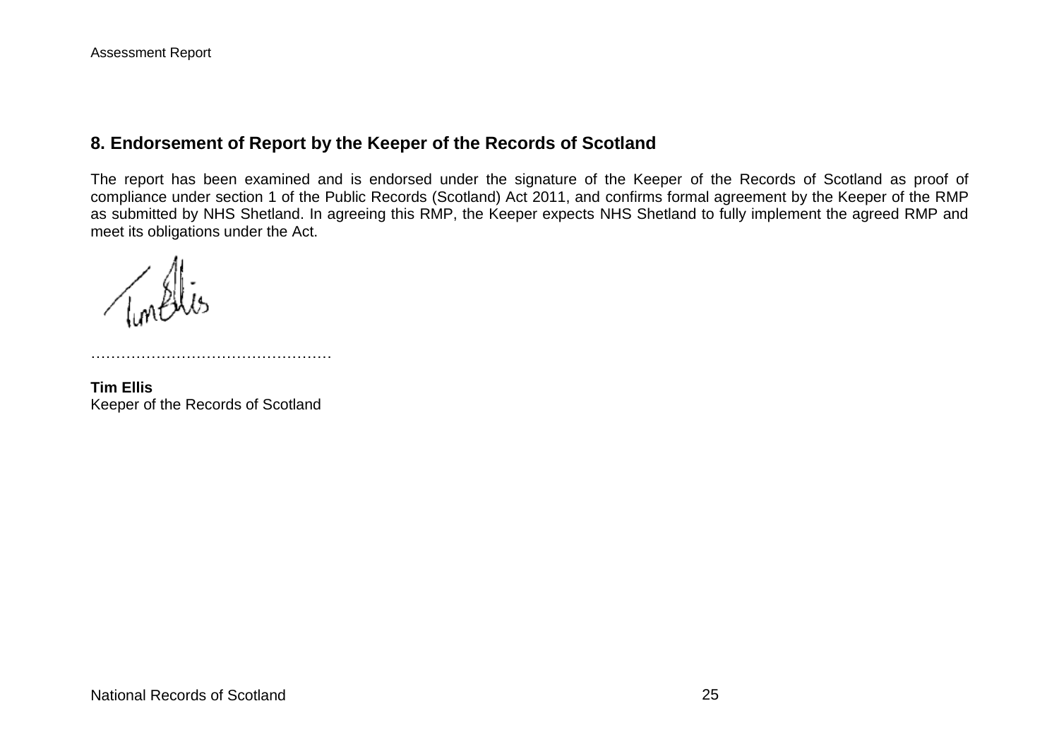## 8. Endorsement of Report by the Keeper of the Records of Scotland

The report has been examined and is endorsed under the signature of the Keeper of the Records of Scotland as proof of compliance under section 1 of the Public Records (Scotland) Act 2011, and confirms formal agreement by the Keeper of the RMP as submitted by NHS Shetland. In agreeing this RMP, the Keeper expects NHS Shetland to fully implement the agreed RMP and meet its obligations under the Act.

…………………………………………

**Tim Ellis**
Keeper of the Records of Scotland